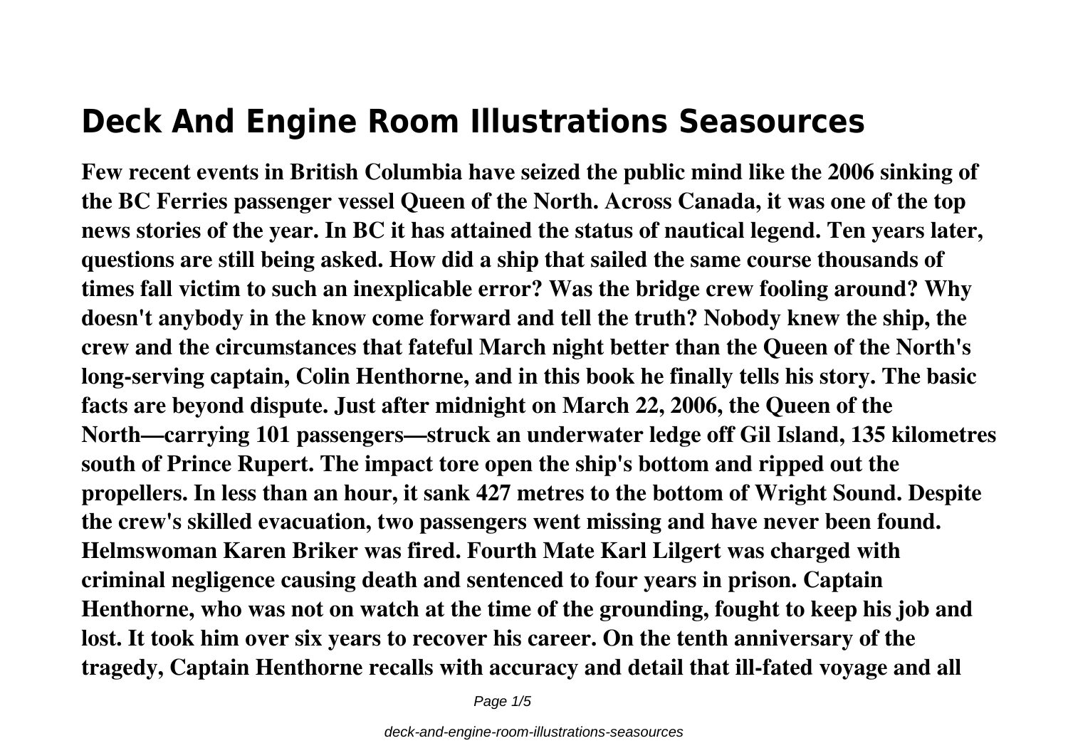# Deck And Engine Room Illustrations Seasources

**Few recent events in British Columbia have seized the public mind like the 2006 sinking of the BC Ferries passenger vessel Queen of the North. Across Canada, it was one of the top news stories of the year. In BC it has attained the status of nautical legend. Ten years later, questions are still being asked. How did a ship that sailed the same course thousands of times fall victim to such an inexplicable error? Was the bridge crew fooling around? Why doesn't anybody in the know come forward and tell the truth? Nobody knew the ship, the crew and the circumstances that fateful March night better than the Queen of the North's long-serving captain, Colin Henthorne, and in this book he finally tells his story. The basic facts are beyond dispute. Just after midnight on March 22, 2006, the Queen of the North—carrying 101 passengers—struck an underwater ledge off Gil Island, 135 kilometres south of Prince Rupert. The impact tore open the ship's bottom and ripped out the propellers. In less than an hour, it sank 427 metres to the bottom of Wright Sound. Despite the crew's skilled evacuation, two passengers went missing and have never been found. Helmswoman Karen Briker was fired. Fourth Mate Karl Lilgert was charged with criminal negligence causing death and sentenced to four years in prison. Captain Henthorne, who was not on watch at the time of the grounding, fought to keep his job and lost. It took him over six years to recover his career. On the tenth anniversary of the tragedy, Captain Henthorne recalls with accuracy and detail that ill-fated voyage and all**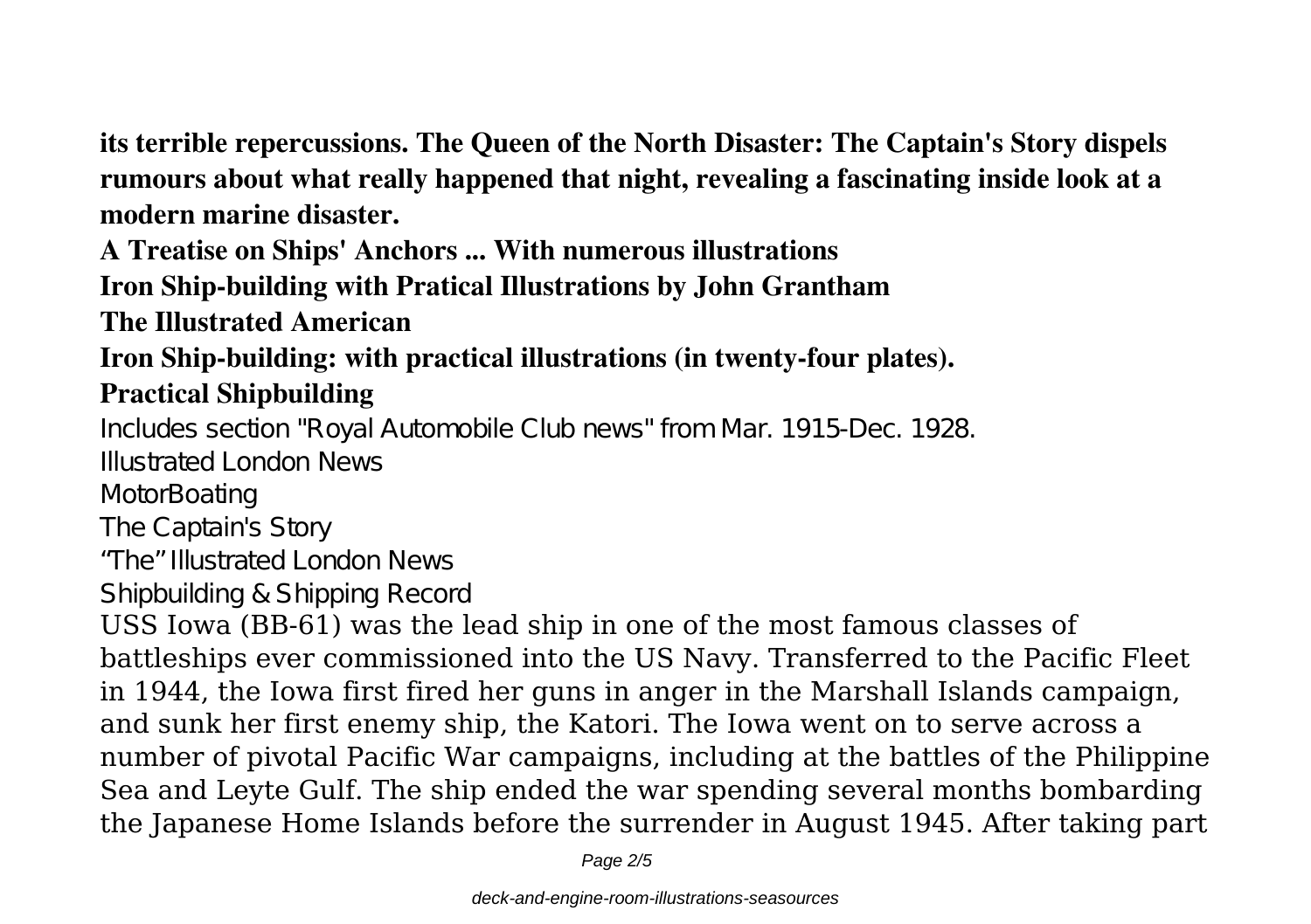**its terrible repercussions. The Queen of the North Disaster: The Captain's Story dispels rumours about what really happened that night, revealing a fascinating inside look at a modern marine disaster.**

**A Treatise on Ships' Anchors ... With numerous illustrations**

**Iron Ship-building with Pratical Illustrations by John Grantham**

**The Illustrated American**

**Iron Ship-building: with practical illustrations (in twenty-four plates).**

**Practical Shipbuilding**

Includes section "Royal Automobile Club news" from Mar. 1915-Dec. 1928.

Illustrated London News

MotorBoating

The Captain's Story

"The" Illustrated London News

Shipbuilding & Shipping Record

USS Iowa (BB-61) was the lead ship in one of the most famous classes of battleships ever commissioned into the US Navy. Transferred to the Pacific Fleet in 1944, the Iowa first fired her guns in anger in the Marshall Islands campaign, and sunk her first enemy ship, the Katori. The Iowa went on to serve across a number of pivotal Pacific War campaigns, including at the battles of the Philippine Sea and Leyte Gulf. The ship ended the war spending several months bombarding the Japanese Home Islands before the surrender in August 1945. After taking part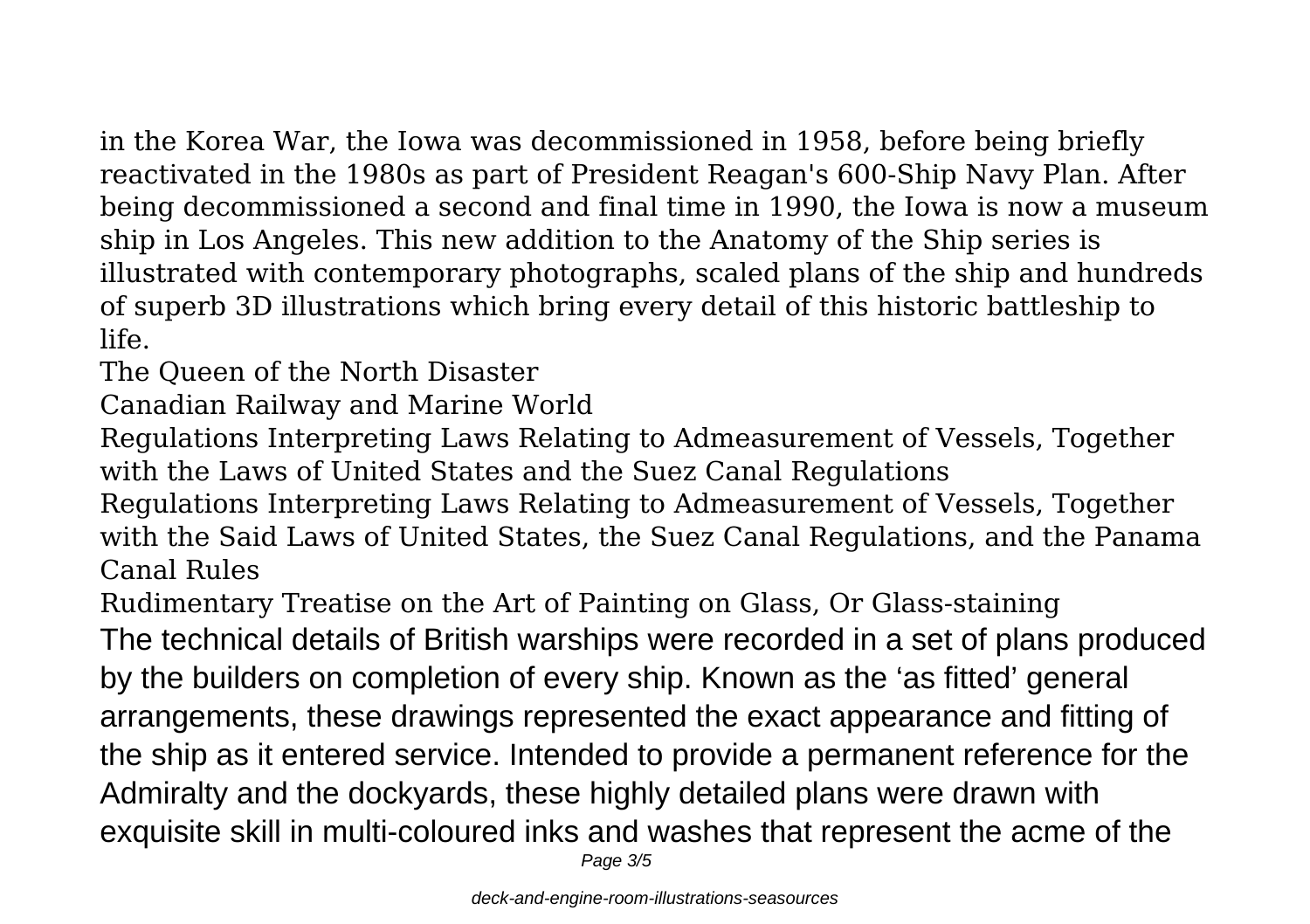in the Korea War, the Iowa was decommissioned in 1958, before being briefly reactivated in the 1980s as part of President Reagan's 600-Ship Navy Plan. After being decommissioned a second and final time in 1990, the Iowa is now a museum ship in Los Angeles. This new addition to the Anatomy of the Ship series is illustrated with contemporary photographs, scaled plans of the ship and hundreds of superb 3D illustrations which bring every detail of this historic battleship to life.

The Queen of the North Disaster

Canadian Railway and Marine World

Regulations Interpreting Laws Relating to Admeasurement of Vessels, Together with the Laws of United States and the Suez Canal Regulations

Regulations Interpreting Laws Relating to Admeasurement of Vessels, Together with the Said Laws of United States, the Suez Canal Regulations, and the Panama Canal Rules

Rudimentary Treatise on the Art of Painting on Glass, Or Glass-staining

The technical details of British warships were recorded in a set of plans produced by the builders on completion of every ship. Known as the 'as fitted' general arrangements, these drawings represented the exact appearance and fitting of the ship as it entered service. Intended to provide a permanent reference for the Admiralty and the dockyards, these highly detailed plans were drawn with exquisite skill in multi-coloured inks and washes that represent the acme of the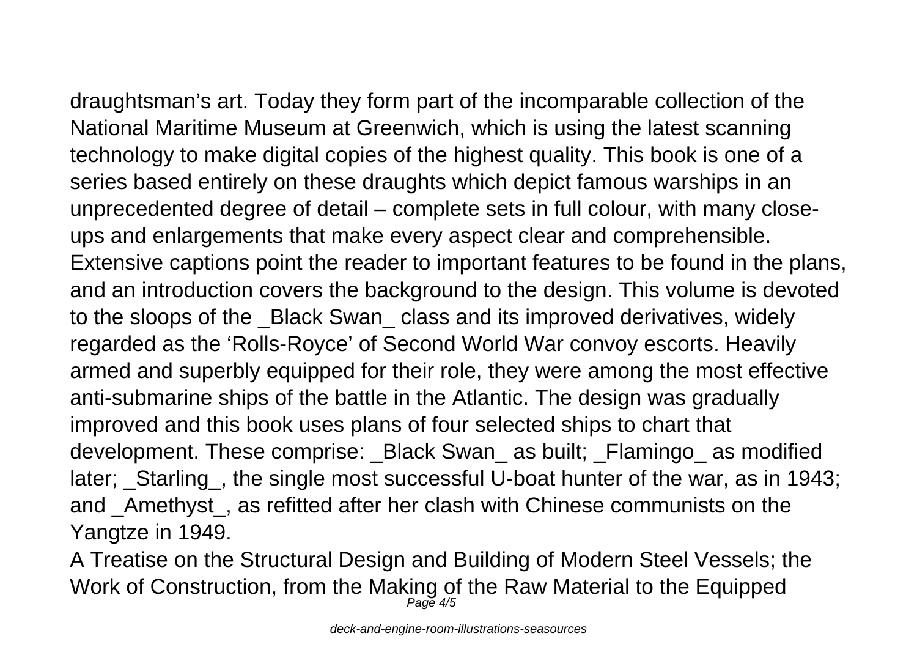draughtsman’s art. Today they form part of the incomparable collection of the National Maritime Museum at Greenwich, which is using the latest scanning technology to make digital copies of the highest quality. This book is one of a series based entirely on these draughts which depict famous warships in an unprecedented degree of detail – complete sets in full colour, with many close-ups and enlargements that make every aspect clear and comprehensible. Extensive captions point the reader to important features to be found in the plans, and an introduction covers the background to the design. This volume is devoted to the sloops of the _Black Swan_ class and its improved derivatives, widely regarded as the ‘Rolls-Royce’ of Second World War convoy escorts. Heavily armed and superbly equipped for their role, they were among the most effective anti-submarine ships of the battle in the Atlantic. The design was gradually improved and this book uses plans of four selected ships to chart that development. These comprise: _Black Swan_ as built; _Flamingo_ as modified later; _Starling_, the single most successful U-boat hunter of the war, as in 1943; and _Amethyst_, as refitted after her clash with Chinese communists on the Yangtze in 1949.

A Treatise on the Structural Design and Building of Modern Steel Vessels; the Work of Construction, from the Making of the Raw Material to the Equipped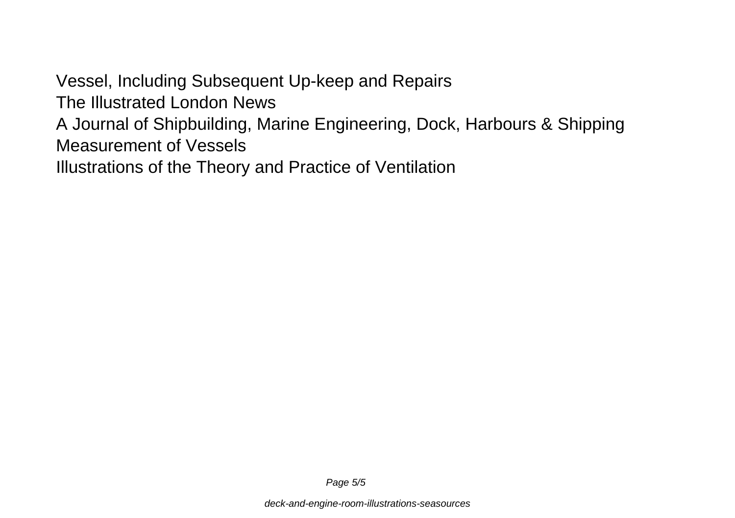Vessel, Including Subsequent Up-keep and Repairs
The Illustrated London News
A Journal of Shipbuilding, Marine Engineering, Dock, Harbours & Shipping
Measurement of Vessels
Illustrations of the Theory and Practice of Ventilation